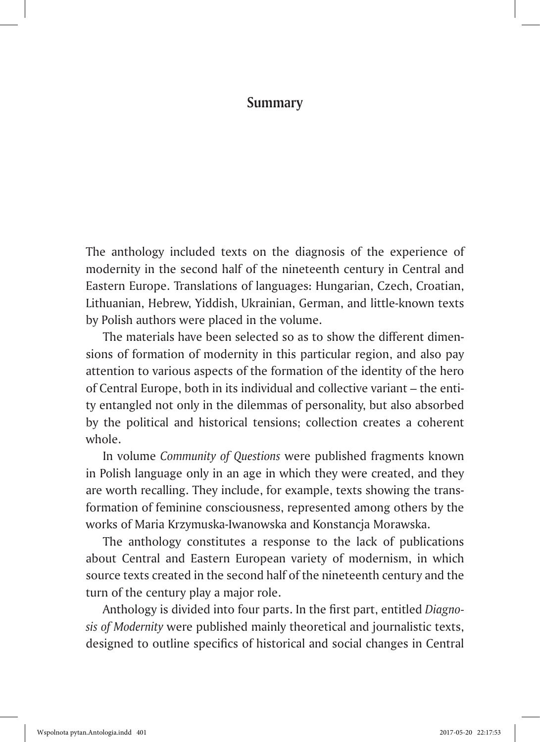# Summary

The anthology included texts on the diagnosis of the experience of modernity in the second half of the nineteenth century in Central and Eastern Europe. Translations of languages: Hungarian, Czech, Croatian, Lithuanian, Hebrew, Yiddish, Ukrainian, German, and little-known texts by Polish authors were placed in the volume.

The materials have been selected so as to show the different dimensions of formation of modernity in this particular region, and also pay attention to various aspects of the formation of the identity of the hero of Central Europe, both in its individual and collective variant – the entity entangled not only in the dilemmas of personality, but also absorbed by the political and historical tensions; collection creates a coherent whole.

In volume *Community of Questions* were published fragments known in Polish language only in an age in which they were created, and they are worth recalling. They include, for example, texts showing the transformation of feminine consciousness, represented among others by the works of Maria Krzymuska-Iwanowska and Konstancja Morawska.

The anthology constitutes a response to the lack of publications about Central and Eastern European variety of modernism, in which source texts created in the second half of the nineteenth century and the turn of the century play a major role.

Anthology is divided into four parts. In the first part, entitled *Diagnosis of Modernity* were published mainly theoretical and journalistic texts, designed to outline specifics of historical and social changes in Central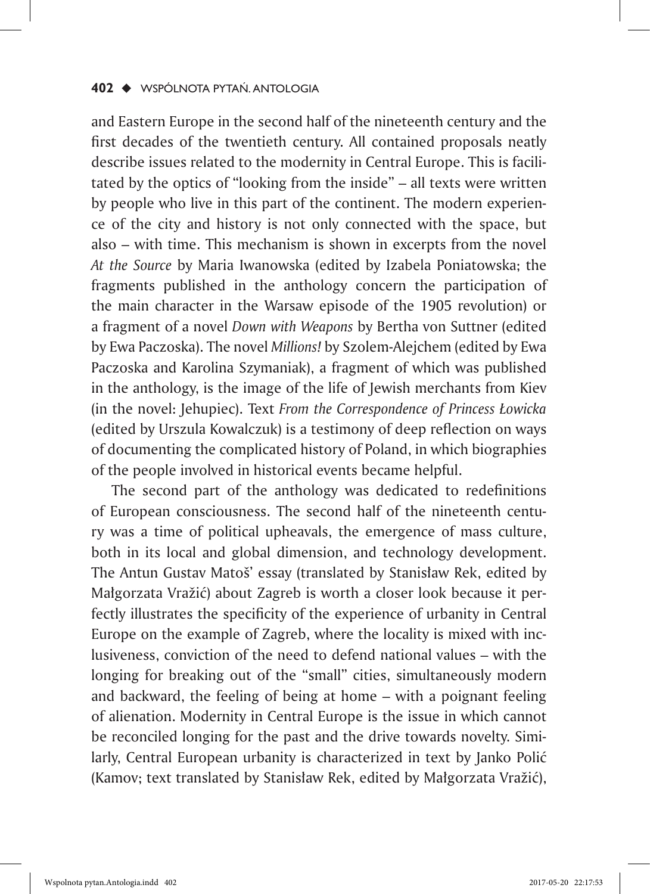and Eastern Europe in the second half of the nineteenth century and the first decades of the twentieth century. All contained proposals neatly describe issues related to the modernity in Central Europe. This is facilitated by the optics of "looking from the inside" – all texts were written by people who live in this part of the continent. The modern experience of the city and history is not only connected with the space, but also – with time. This mechanism is shown in excerpts from the novel *At the Source* by Maria Iwanowska (edited by Izabela Poniatowska; the fragments published in the anthology concern the participation of the main character in the Warsaw episode of the 1905 revolution) or a fragment of a novel *Down with Weapons* by Bertha von Suttner (edited by Ewa Paczoska). The novel *Millions!* by Szolem-Alejchem (edited by Ewa Paczoska and Karolina Szymaniak), a fragment of which was published in the anthology, is the image of the life of Jewish merchants from Kiev (in the novel: Jehupiec). Text *From the Correspondence of Princess Łowicka* (edited by Urszula Kowalczuk) is a testimony of deep reflection on ways of documenting the complicated history of Poland, in which biographies of the people involved in historical events became helpful.

The second part of the anthology was dedicated to redefinitions of European consciousness. The second half of the nineteenth century was a time of political upheavals, the emergence of mass culture, both in its local and global dimension, and technology development. The Antun Gustav Matoš' essay (translated by Stanisław Rek, edited by Małgorzata Vražić) about Zagreb is worth a closer look because it perfectly illustrates the specificity of the experience of urbanity in Central Europe on the example of Zagreb, where the locality is mixed with inclusiveness, conviction of the need to defend national values – with the longing for breaking out of the "small" cities, simultaneously modern and backward, the feeling of being at home – with a poignant feeling of alienation. Modernity in Central Europe is the issue in which cannot be reconciled longing for the past and the drive towards novelty. Similarly, Central European urbanity is characterized in text by Janko Polić (Kamov; text translated by Stanisław Rek, edited by Małgorzata Vražić),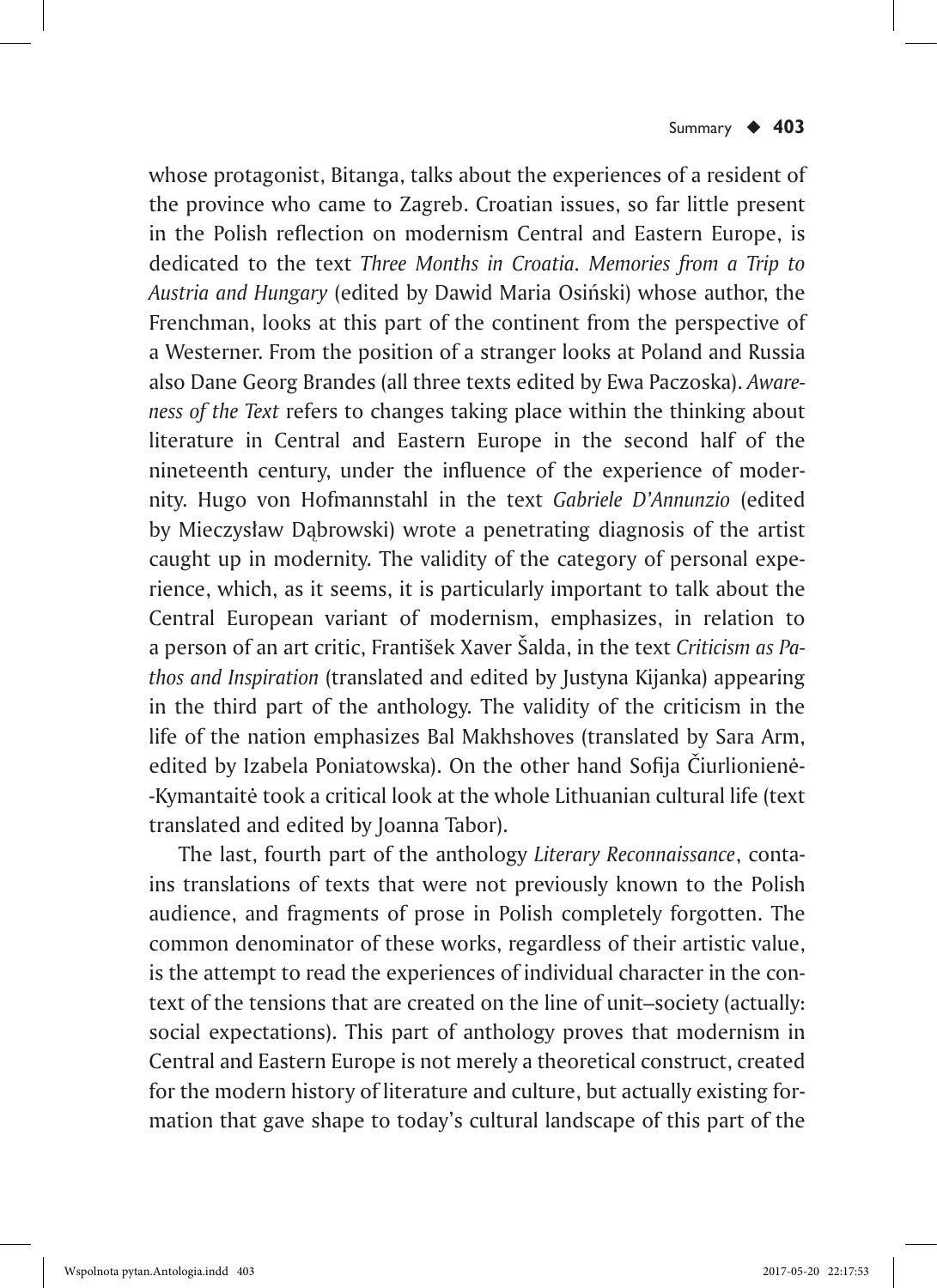whose protagonist, Bitanga, talks about the experiences of a resident of the province who came to Zagreb. Croatian issues, so far little present in the Polish reflection on modernism Central and Eastern Europe, is dedicated to the text *Three Months in Croatia. Memories from a Trip to Austria and Hungary* (edited by Dawid Maria Osiński) whose author, the Frenchman, looks at this part of the continent from the perspective of a Westerner. From the position of a stranger looks at Poland and Russia also Dane Georg Brandes (all three texts edited by Ewa Paczoska). *Awareness of the Text* refers to changes taking place within the thinking about literature in Central and Eastern Europe in the second half of the nineteenth century, under the influence of the experience of modernity. Hugo von Hofmannstahl in the text *Gabriele D'Annunzio* (edited by Mieczysław Dąbrowski) wrote a penetrating diagnosis of the artist caught up in modernity. The validity of the category of personal experience, which, as it seems, it is particularly important to talk about the Central European variant of modernism, emphasizes, in relation to a person of an art critic, František Xaver Šalda, in the text *Criticism as Pathos and Inspiration* (translated and edited by Justyna Kijanka) appearing in the third part of the anthology. The validity of the criticism in the life of the nation emphasizes Bal Makhshoves (translated by Sara Arm, edited by Izabela Poniatowska). On the other hand Sofija Čiurlionienė-Kymantaitė took a critical look at the whole Lithuanian cultural life (text translated and edited by Joanna Tabor).

The last, fourth part of the anthology *Literary Reconnaissance*, contains translations of texts that were not previously known to the Polish audience, and fragments of prose in Polish completely forgotten. The common denominator of these works, regardless of their artistic value, is the attempt to read the experiences of individual character in the context of the tensions that are created on the line of unit–society (actually: social expectations). This part of anthology proves that modernism in Central and Eastern Europe is not merely a theoretical construct, created for the modern history of literature and culture, but actually existing formation that gave shape to today's cultural landscape of this part of the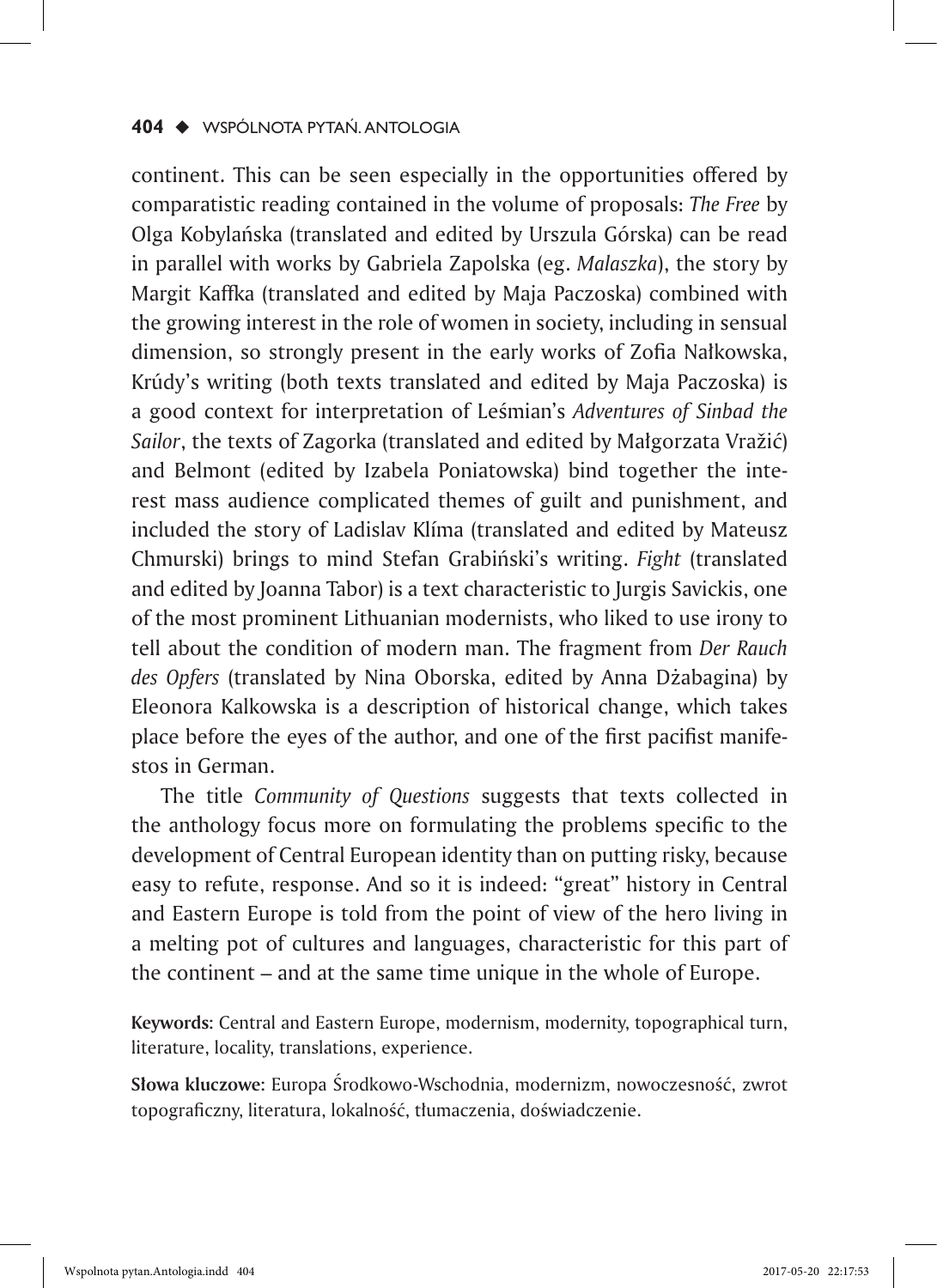continent. This can be seen especially in the opportunities offered by comparatistic reading contained in the volume of proposals: *The Free* by Olga Kobylańska (translated and edited by Urszula Górska) can be read in parallel with works by Gabriela Zapolska (eg. *Malaszka*), the story by Margit Kaffka (translated and edited by Maja Paczoska) combined with the growing interest in the role of women in society, including in sensual dimension, so strongly present in the early works of Zofia Nałkowska, Krúdy's writing (both texts translated and edited by Maja Paczoska) is a good context for interpretation of Leśmian's *Adventures of Sinbad the Sailor*, the texts of Zagorka (translated and edited by Małgorzata Vražić) and Belmont (edited by Izabela Poniatowska) bind together the interest mass audience complicated themes of guilt and punishment, and included the story of Ladislav Klíma (translated and edited by Mateusz Chmurski) brings to mind Stefan Grabiński's writing. *Fight* (translated and edited by Joanna Tabor) is a text characteristic to Jurgis Savickis, one of the most prominent Lithuanian modernists, who liked to use irony to tell about the condition of modern man. The fragment from *Der Rauch des Opfers* (translated by Nina Oborska, edited by Anna Dżabagina) by Eleonora Kalkowska is a description of historical change, which takes place before the eyes of the author, and one of the first pacifist manifestos in German.

The title *Community of Questions* suggests that texts collected in the anthology focus more on formulating the problems specific to the development of Central European identity than on putting risky, because easy to refute, response. And so it is indeed: "great" history in Central and Eastern Europe is told from the point of view of the hero living in a melting pot of cultures and languages, characteristic for this part of the continent – and at the same time unique in the whole of Europe.

**Keywords**: Central and Eastern Europe, modernism, modernity, topographical turn, literature, locality, translations, experience.

**Słowa kluczowe:** Europa Środkowo-Wschodnia, modernizm, nowoczesność, zwrot topograficzny, literatura, lokalność, tłumaczenia, doświadczenie.